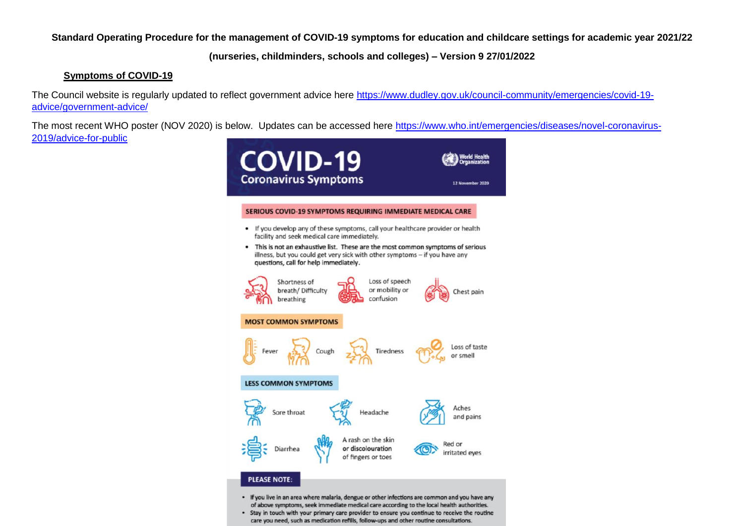**Standard Operating Procedure for the management of COVID-19 symptoms for education and childcare settings for academic year 2021/22**

**(nurseries, childminders, schools and colleges) – Version 9 27/01/2022**

## Symptoms of COVID-19

The Council website is regularly updated to reflect government advice here https://www.dudley.gov.uk/council-community/emergencies/covid-19-advice/government-advice/

The most recent WHO poster (NOV 2020) is below. Updates can be accessed here https://www.who.int/emergencies/diseases/novel-coronavirus-2019/advice-for-public

# COVID-19
## Coronavirus Symptoms

World Health Organization

12 November 2020

### SERIOUS COVID-19 SYMPTOMS REQUIRING IMMEDIATE MEDICAL CARE

- If you develop any of these symptoms, call your healthcare provider or health facility and seek medical care immediately.
- **This is not an exhaustive list. These are the most common symptoms of serious** illness, but you could get very sick with other symptoms – if you have any questions, call for help immediately.

Shortness of breath/ Difficulty breathing

Loss of speech or mobility or confusion

Chest pain

### MOST COMMON SYMPTOMS

Fever

Cough

Tiredness

Loss of taste or smell

### LESS COMMON SYMPTOMS

Sore throat

Headache

Aches and pains

Diarrhea

A rash on the skin **or discolouration** of fingers or toes

Red or irritated eyes

### PLEASE NOTE:

- If you live in an area where malaria, dengue or other infections are common and you have any of above symptoms, seek immediate medical care according to the local health authorities.
- Stay in touch with your primary care provider to ensure you continue to receive the routine care you need, such as medication refills, follow-ups and other routine consultations.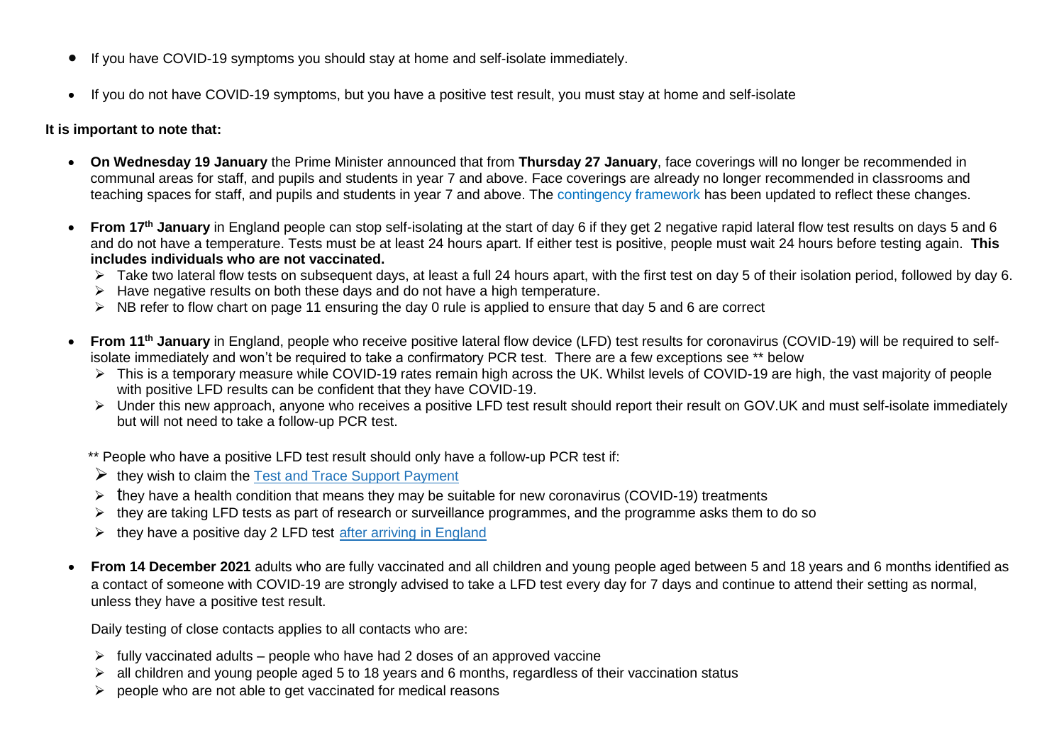- If you have COVID-19 symptoms you should stay at home and self-isolate immediately.
- If you do not have COVID-19 symptoms, but you have a positive test result, you must stay at home and self-isolate

**It is important to note that:**

- **On Wednesday 19 January** the Prime Minister announced that from **Thursday 27 January**, face coverings will no longer be recommended in communal areas for staff, and pupils and students in year 7 and above. Face coverings are already no longer recommended in classrooms and teaching spaces for staff, and pupils and students in year 7 and above. The contingency framework has been updated to reflect these changes.

- **From 17th January** in England people can stop self-isolating at the start of day 6 if they get 2 negative rapid lateral flow test results on days 5 and 6 and do not have a temperature. Tests must be at least 24 hours apart. If either test is positive, people must wait 24 hours before testing again. **This includes individuals who are not vaccinated.**
  - Take two lateral flow tests on subsequent days, at least a full 24 hours apart, with the first test on day 5 of their isolation period, followed by day 6.
  - Have negative results on both these days and do not have a high temperature.
  - NB refer to flow chart on page 11 ensuring the day 0 rule is applied to ensure that day 5 and 6 are correct

- **From 11th January** in England, people who receive positive lateral flow device (LFD) test results for coronavirus (COVID-19) will be required to self-isolate immediately and won't be required to take a confirmatory PCR test. There are a few exceptions see ** below
  - This is a temporary measure while COVID-19 rates remain high across the UK. Whilst levels of COVID-19 are high, the vast majority of people with positive LFD results can be confident that they have COVID-19.
  - Under this new approach, anyone who receives a positive LFD test result should report their result on GOV.UK and must self-isolate immediately but will not need to take a follow-up PCR test.

  ** People who have a positive LFD test result should only have a follow-up PCR test if:
  - they wish to claim the Test and Trace Support Payment
  - they have a health condition that means they may be suitable for new coronavirus (COVID-19) treatments
  - they are taking LFD tests as part of research or surveillance programmes, and the programme asks them to do so
  - they have a positive day 2 LFD test after arriving in England

- **From 14 December 2021** adults who are fully vaccinated and all children and young people aged between 5 and 18 years and 6 months identified as a contact of someone with COVID-19 are strongly advised to take a LFD test every day for 7 days and continue to attend their setting as normal, unless they have a positive test result.

  Daily testing of close contacts applies to all contacts who are:
  - fully vaccinated adults – people who have had 2 doses of an approved vaccine
  - all children and young people aged 5 to 18 years and 6 months, regardless of their vaccination status
  - people who are not able to get vaccinated for medical reasons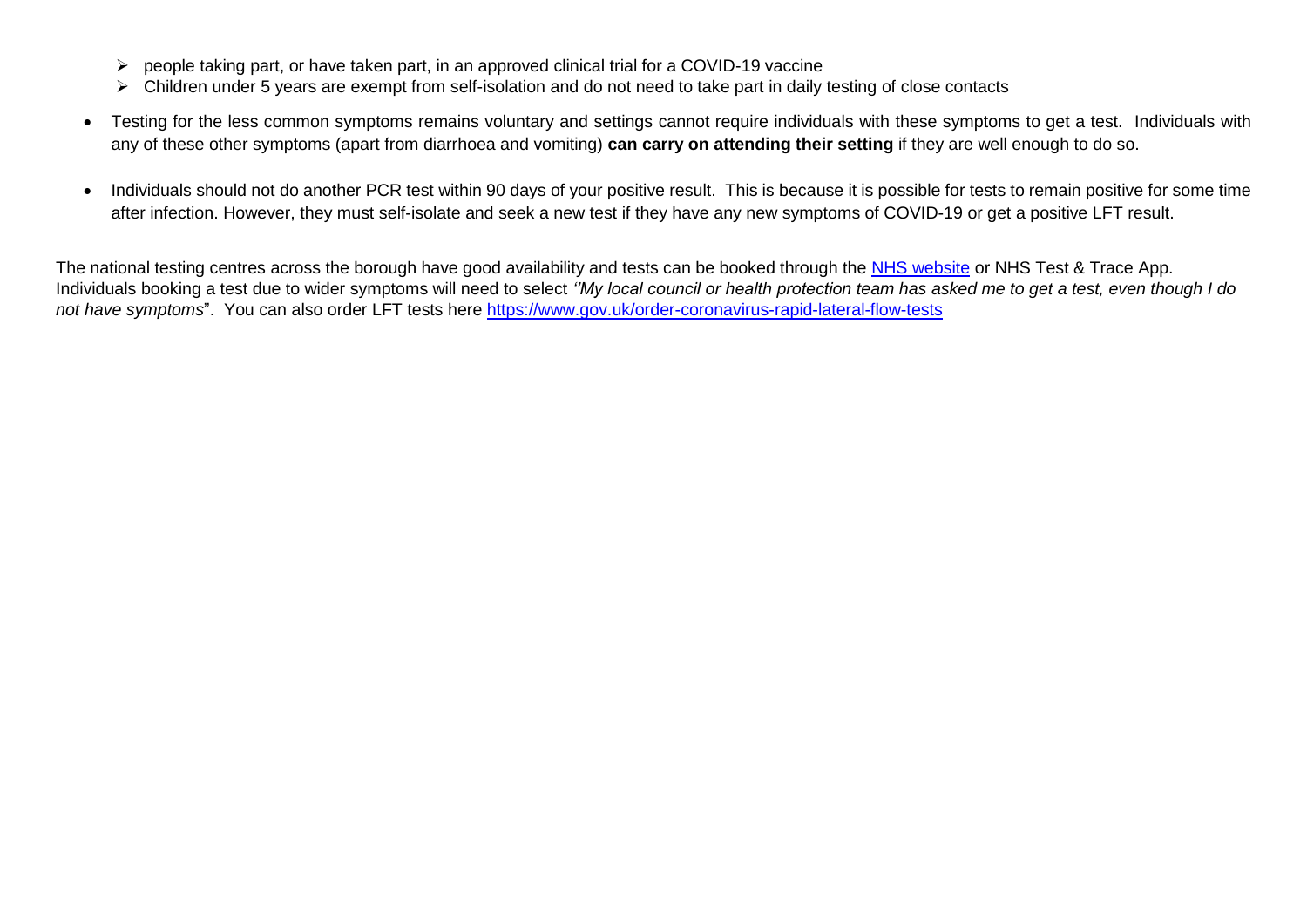- people taking part, or have taken part, in an approved clinical trial for a COVID-19 vaccine
- Children under 5 years are exempt from self-isolation and do not need to take part in daily testing of close contacts

- Testing for the less common symptoms remains voluntary and settings cannot require individuals with these symptoms to get a test. Individuals with any of these other symptoms (apart from diarrhoea and vomiting) **can carry on attending their setting** if they are well enough to do so.

- Individuals should not do another PCR test within 90 days of your positive result. This is because it is possible for tests to remain positive for some time after infection. However, they must self-isolate and seek a new test if they have any new symptoms of COVID-19 or get a positive LFT result.

The national testing centres across the borough have good availability and tests can be booked through the NHS website or NHS Test & Trace App. Individuals booking a test due to wider symptoms will need to select *''My local council or health protection team has asked me to get a test, even though I do not have symptoms*". You can also order LFT tests here https://www.gov.uk/order-coronavirus-rapid-lateral-flow-tests